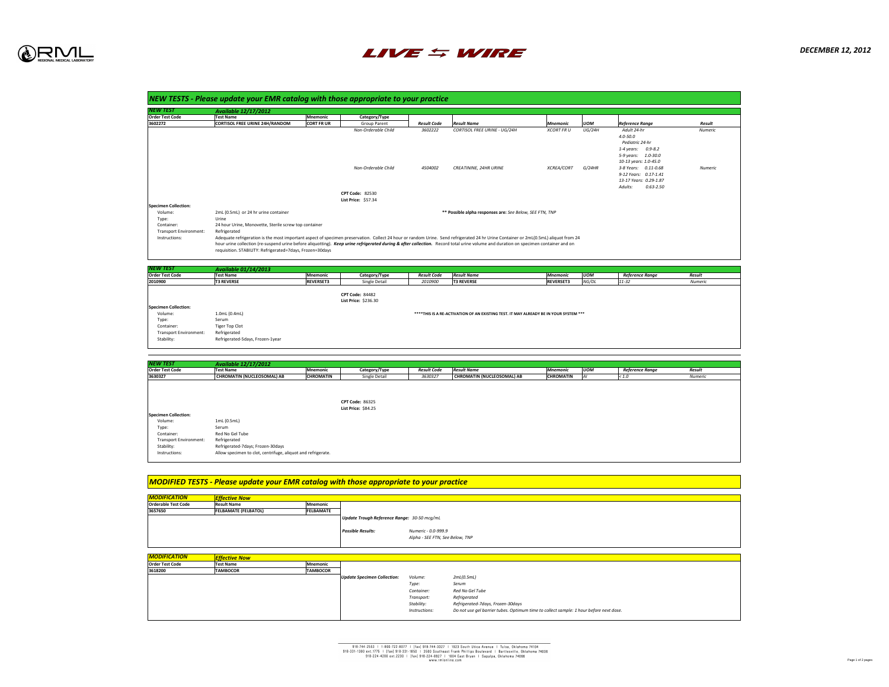RML REGIONAL MEDICAL LABORATORY

# LIVE ⇆ WIRE

**DECEMBER 12, 2012**

## *NEW TESTS - Please update your EMR catalog with those appropriate to your practice*

### *NEW TEST* — *Available 12/17/2012*

| Order Test Code | Test Name | Mnemonic | Category/Type | Result Code | Result Name | Mnemonic | UOM | Reference Range | Result |
|---|---|---|---|---|---|---|---|---|---|
| 3602272 | CORTISOL FREE URINE 24H/RANDOM | CORT FR UR | Group Parent | | | | | | |
| | | | *Non-Orderable Child* | *3602222* | *CORTISOL FREE URINE - UG/24H* | *XCORT FR U* | *UG/24H* | *Adult 24-hr* 4.0-50.0 *Pediatric 24-hr* 1-4 years: 0.9-8.2 5-9 years: 1.0-30.0 10-13 years: 1.0-45.0 | *Numeric* |
| | | | *Non-Orderable Child* | *4504002* | *CREATININE, 24HR URINE* | *XCREA/CORT* | *G/24HR* | 3-8 Years: 0.11-0.68 9-12 Years: 0.17-1.41 13-17 Years: 0.29-1.87 Adults: 0.63-2.50 | *Numeric* |

**CPT Code:** 82530
**List Price:** $57.34

**Specimen Collection:**

- Volume: 2mL (0.5mL) or 24 hr urine container
- Type: Urine
- Container: 24 hour Urine, Monovette, Sterile screw top container
- Transport Environment: Refrigerated
- Instructions: Adequate refrigeration is the most important aspect of specimen preservation. Collect 24 hour or random Urine. Send refrigerated 24 hr Urine Container or 2mL(0.5mL) aliquot from 24 hour urine collection (re-suspend urine before aliquotting). ***Keep urine refrigerated during & after collection.*** Record total urine volume and duration on specimen container and on requisition. STABILITY: Refrigerated=7days, Frozen=30days

\*\* Possible alpha responses are: *See Below, SEE FTN, TNP*

### *NEW TEST* — *Available 01/14/2013*

| Order Test Code | Test Name | Mnemonic | Category/Type | Result Code | Result Name | Mnemonic | UOM | Reference Range | Result |
|---|---|---|---|---|---|---|---|---|---|
| 2010900 | T3 REVERSE | REVERSET3 | Single Detail | *2010900* | **T3 REVERSE** | **REVERSET3** | *NG/DL* | *11-32* | *Numeric* |

**CPT Code:** 84482
**List Price:** $236.30

**Specimen Collection:**

- Volume: 1.0mL (0.4mL)
- Type: Serum
- Container: Tiger Top Clot
- Transport Environment: Refrigerated
- Stability: Refrigerated-5days, Frozen-1year

\*\*\*\*THIS IS A RE-ACTIVATION OF AN EXISTING TEST. IT MAY ALREADY BE IN YOUR SYSTEM \*\*\*

### *NEW TEST* — *Available 12/17/2012*

| Order Test Code | Test Name | Mnemonic | Category/Type | Result Code | Result Name | Mnemonic | UOM | Reference Range | Result |
|---|---|---|---|---|---|---|---|---|---|
| 3630327 | CHROMATIN (NUCLEOSOMAL) AB | CHROMATIN | Single Detail | *3630327* | **CHROMATIN (NUCLEOSOMAL) AB** | **CHROMATIN** | *AI* | *< 1.0* | *Numeric* |

**CPT Code:** 86325
**List Price:** $84.25

**Specimen Collection:**

- Volume: 1mL (0.5mL)
- Type: Serum
- Container: Red No Gel Tube
- Transport Environment: Refrigerated
- Stability: Refrigerated-7days; Frozen-30days
- Instructions: Allow specimen to clot, centrifuge, aliquot and refrigerate.

## *MODIFIED TESTS - Please update your EMR catalog with those appropriate to your practice*

### *MODIFICATION* — *Effective Now*

| Orderable Test Code | Result Name | Mnemonic |
|---|---|---|
| 3657650 | FELBAMATE (FELBATOL) | FELBAMATE |

*Update Trough Reference Range: 30-50 mcg/mL*

*Possible Results:* *Numeric - 0.0-999.9*
*Alpha - SEE FTN, See Below, TNP*

### *MODIFICATION* — *Effective Now*

| Order Test Code | Test Name | Mnemonic |
|---|---|---|
| 3618200 | TAMBOCOR | TAMBOCOR |

*Update Specimen Collection:*

- *Volume:* *2mL(0.5mL)*
- *Type:* *Serum*
- *Container:* *Red No Gel Tube*
- *Transport:* *Refrigerated*
- *Stability:* *Refrigerated-7days, Frozen-30days*
- *Instructions:* *Do not use gel barrier tubes. Optimum time to collect sample: 1 hour before next dose.*

918-744-2553 | 1-800-722-8077 | [fax] 918-744-3327 | 1923 South Utica Avenue | Tulsa, Oklahoma 74104
918-331-1300 ext.1775 | [fax] 918-331-1850 | 3500 Southeast Frank Phillips Boulevard | Bartlesville, Oklahoma 74006
918-224-4280 ext.2230 | [fax] 918-224-8927 | 1604 East Bryan | Sapulpa, Oklahoma 74066
www.rmlonline.com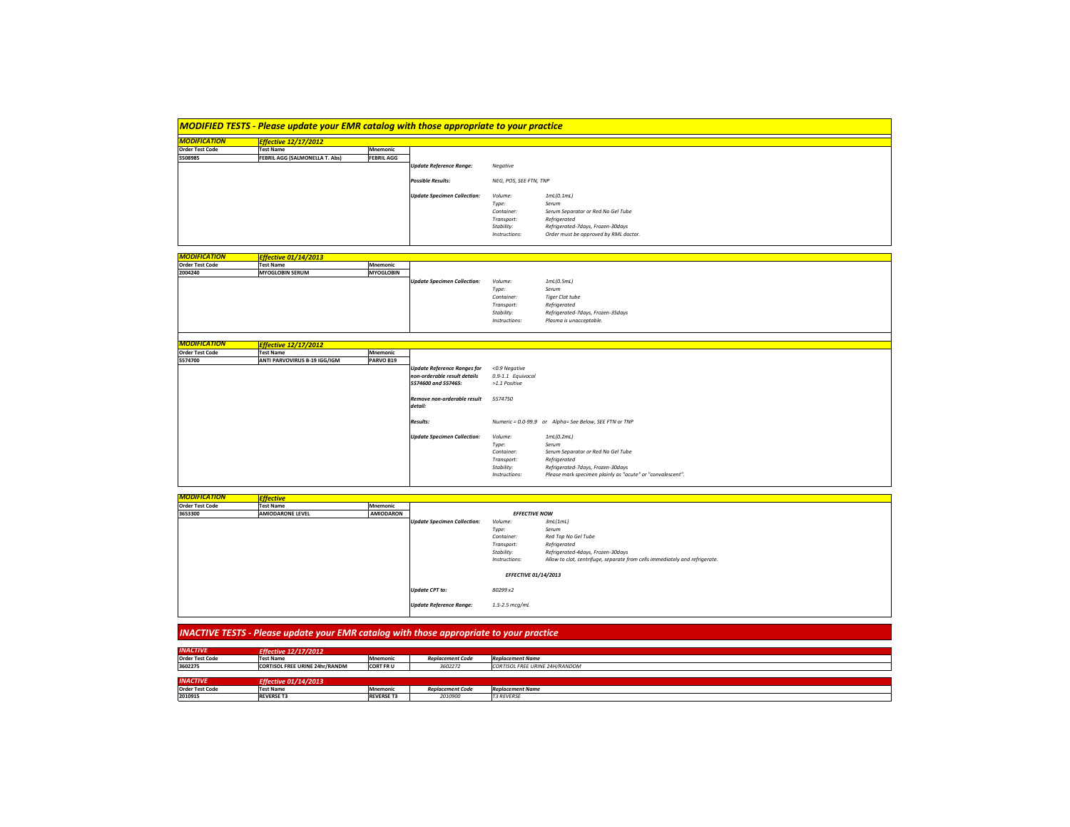## MODIFIED TESTS - Please update your EMR catalog with those appropriate to your practice

### MODIFICATION — Effective 12/17/2012

| Order Test Code | Test Name | Mnemonic |
|---|---|---|
| 5508985 | FEBRIL AGG (SALMONELLA T. Abs) | FEBRIL AGG |

*Update Reference Range:* Negative

*Possible Results:* NEG, POS, SEE FTN, TNP

*Update Specimen Collection:*

| | |
|---|---|
| Volume: | 1mL(0.1mL) |
| Type: | Serum |
| Container: | Serum Separator or Red No Gel Tube |
| Transport: | Refrigerated |
| Stability: | Refrigerated-7days, Frozen-30days |
| Instructions: | Order must be approved by RML doctor. |

### MODIFICATION — Effective 01/14/2013

| Order Test Code | Test Name | Mnemonic |
|---|---|---|
| 2004240 | MYOGLOBIN SERUM | MYOGLOBIN |

*Update Specimen Collection:*

| | |
|---|---|
| Volume: | 1mL(0.5mL) |
| Type: | Serum |
| Container: | Tiger Clot tube |
| Transport: | Refrigerated |
| Stability: | Refrigerated-7days, Frozen-35days |
| Instructions: | Plasma is unacceptable. |

### MODIFICATION — Effective 12/17/2012

| Order Test Code | Test Name | Mnemonic |
|---|---|---|
| 5574700 | ANTI PARVOVIRUS B-19 IGG/IGM | PARVO B19 |

*Update Reference Ranges for non-orderable result details 5574600 and 557465:*
<0.9 Negative
0.9-1.1 Equivocal
>1.1 Positive

*Remove non-orderable result detail:* 5574750

*Results:* Numeric = 0.0-99.9 or Alpha= See Below, SEE FTN or TNP

*Update Specimen Collection:*

| | |
|---|---|
| Volume: | 1mL(0.2mL) |
| Type: | Serum |
| Container: | Serum Separator or Red No Gel Tube |
| Transport: | Refrigerated |
| Stability: | Refrigerated-7days, Frozen-30days |
| Instructions: | Please mark specimen plainly as "acute" or "convalescent". |

### MODIFICATION — Effective

| Order Test Code | Test Name | Mnemonic |
|---|---|---|
| 3653300 | AMIODARONE LEVEL | AMIODARON |

**EFFECTIVE NOW**

*Update Specimen Collection:*

| | |
|---|---|
| Volume: | 3mL(1mL) |
| Type: | Serum |
| Container: | Red Top No Gel Tube |
| Transport: | Refrigerated |
| Stability: | Refrigerated-4days, Frozen-30days |
| Instructions: | Allow to clot, centrifuge, separate from cells immediately and refrigerate. |

**EFFECTIVE 01/14/2013**

*Update CPT to:* 80299 x2

*Update Reference Range:* 1.5-2.5 mcg/mL

## INACTIVE TESTS - Please update your EMR catalog with those appropriate to your practice

### INACTIVE — Effective 12/17/2012

| Order Test Code | Test Name | Mnemonic | Replacement Code | Replacement Name |
|---|---|---|---|---|
| 3602275 | CORTISOL FREE URINE 24hr/RANDM | CORT FR U | 3602272 | CORTISOL FREE URINE 24H/RANDOM |

### INACTIVE — Effective 01/14/2013

| Order Test Code | Test Name | Mnemonic | Replacement Code | Replacement Name |
|---|---|---|---|---|
| 2010915 | REVERSE T3 | REVERSE T3 | 2010900 | T3 REVERSE |